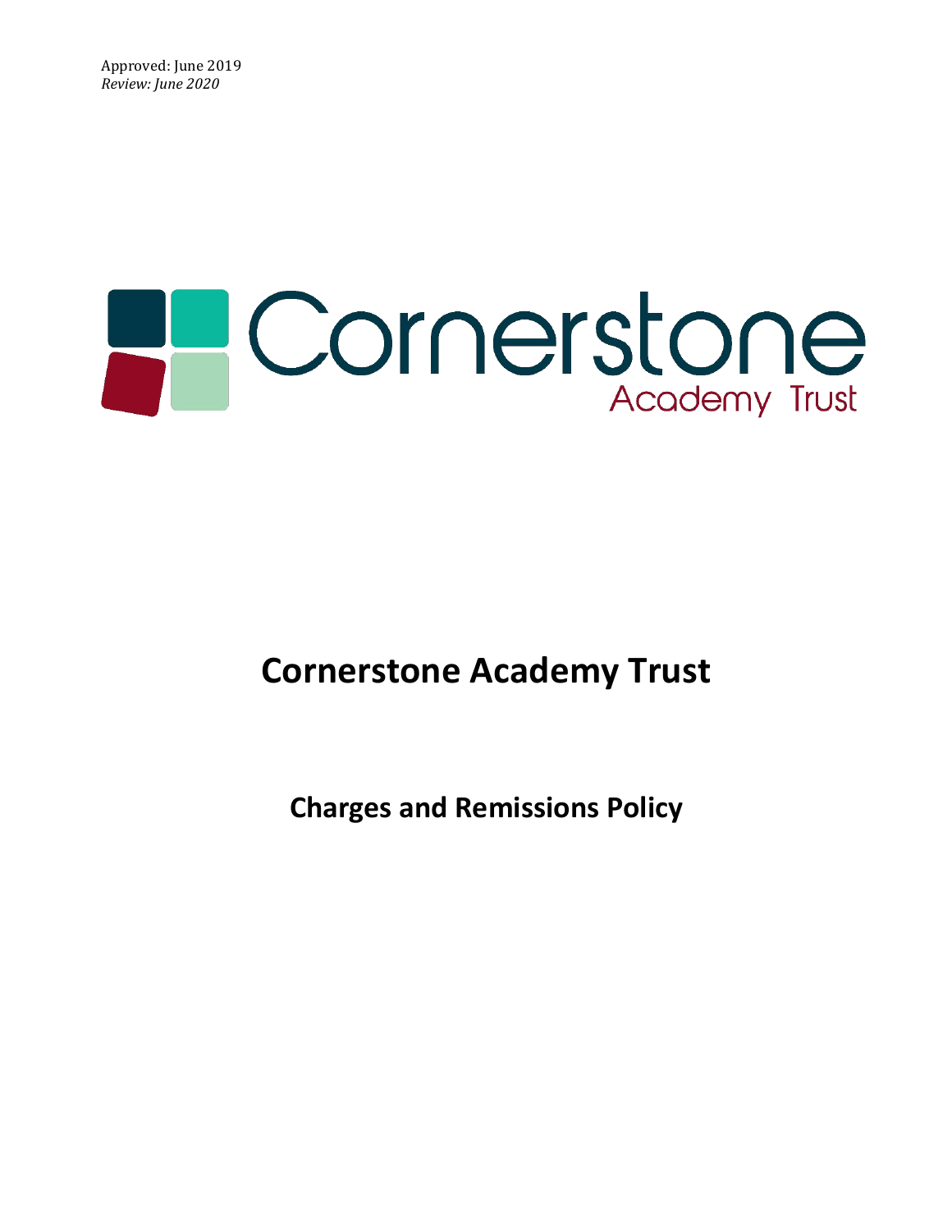Approved: June 2019
*Review: June 2020*

# Cornerstone Academy Trust

## Charges and Remissions Policy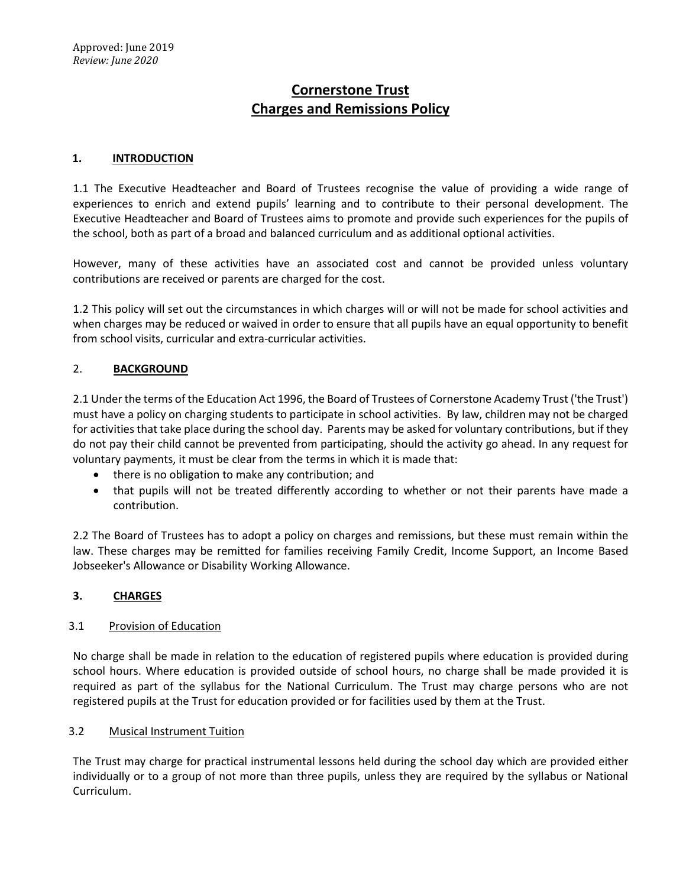Approved: June 2019
*Review: June 2020*

# Cornerstone Trust
# Charges and Remissions Policy

## 1. INTRODUCTION

1.1 The Executive Headteacher and Board of Trustees recognise the value of providing a wide range of experiences to enrich and extend pupils' learning and to contribute to their personal development. The Executive Headteacher and Board of Trustees aims to promote and provide such experiences for the pupils of the school, both as part of a broad and balanced curriculum and as additional optional activities.

However, many of these activities have an associated cost and cannot be provided unless voluntary contributions are received or parents are charged for the cost.

1.2 This policy will set out the circumstances in which charges will or will not be made for school activities and when charges may be reduced or waived in order to ensure that all pupils have an equal opportunity to benefit from school visits, curricular and extra-curricular activities.

## 2. BACKGROUND

2.1 Under the terms of the Education Act 1996, the Board of Trustees of Cornerstone Academy Trust ('the Trust') must have a policy on charging students to participate in school activities. By law, children may not be charged for activities that take place during the school day. Parents may be asked for voluntary contributions, but if they do not pay their child cannot be prevented from participating, should the activity go ahead. In any request for voluntary payments, it must be clear from the terms in which it is made that:

- there is no obligation to make any contribution; and
- that pupils will not be treated differently according to whether or not their parents have made a contribution.

2.2 The Board of Trustees has to adopt a policy on charges and remissions, but these must remain within the law. These charges may be remitted for families receiving Family Credit, Income Support, an Income Based Jobseeker's Allowance or Disability Working Allowance.

## 3. CHARGES

### 3.1 Provision of Education

No charge shall be made in relation to the education of registered pupils where education is provided during school hours. Where education is provided outside of school hours, no charge shall be made provided it is required as part of the syllabus for the National Curriculum. The Trust may charge persons who are not registered pupils at the Trust for education provided or for facilities used by them at the Trust.

### 3.2 Musical Instrument Tuition

The Trust may charge for practical instrumental lessons held during the school day which are provided either individually or to a group of not more than three pupils, unless they are required by the syllabus or National Curriculum.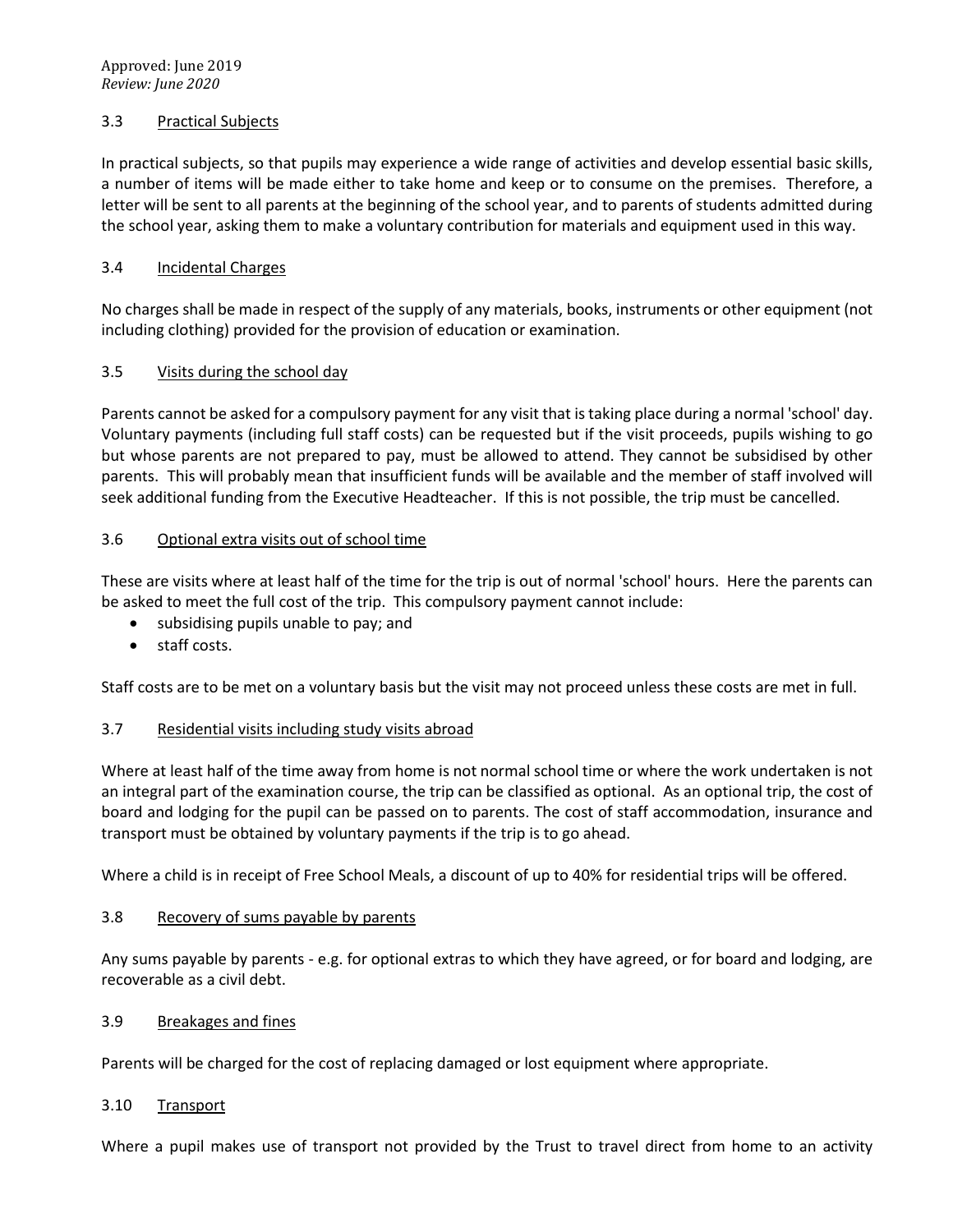Approved: June 2019
*Review: June 2020*

### 3.3 Practical Subjects

In practical subjects, so that pupils may experience a wide range of activities and develop essential basic skills, a number of items will be made either to take home and keep or to consume on the premises. Therefore, a letter will be sent to all parents at the beginning of the school year, and to parents of students admitted during the school year, asking them to make a voluntary contribution for materials and equipment used in this way.

### 3.4 Incidental Charges

No charges shall be made in respect of the supply of any materials, books, instruments or other equipment (not including clothing) provided for the provision of education or examination.

### 3.5 Visits during the school day

Parents cannot be asked for a compulsory payment for any visit that is taking place during a normal 'school' day. Voluntary payments (including full staff costs) can be requested but if the visit proceeds, pupils wishing to go but whose parents are not prepared to pay, must be allowed to attend. They cannot be subsidised by other parents. This will probably mean that insufficient funds will be available and the member of staff involved will seek additional funding from the Executive Headteacher. If this is not possible, the trip must be cancelled.

### 3.6 Optional extra visits out of school time

These are visits where at least half of the time for the trip is out of normal 'school' hours. Here the parents can be asked to meet the full cost of the trip. This compulsory payment cannot include:

- subsidising pupils unable to pay; and
- staff costs.

Staff costs are to be met on a voluntary basis but the visit may not proceed unless these costs are met in full.

### 3.7 Residential visits including study visits abroad

Where at least half of the time away from home is not normal school time or where the work undertaken is not an integral part of the examination course, the trip can be classified as optional. As an optional trip, the cost of board and lodging for the pupil can be passed on to parents. The cost of staff accommodation, insurance and transport must be obtained by voluntary payments if the trip is to go ahead.

Where a child is in receipt of Free School Meals, a discount of up to 40% for residential trips will be offered.

### 3.8 Recovery of sums payable by parents

Any sums payable by parents - e.g. for optional extras to which they have agreed, or for board and lodging, are recoverable as a civil debt.

### 3.9 Breakages and fines

Parents will be charged for the cost of replacing damaged or lost equipment where appropriate.

### 3.10 Transport

Where a pupil makes use of transport not provided by the Trust to travel direct from home to an activity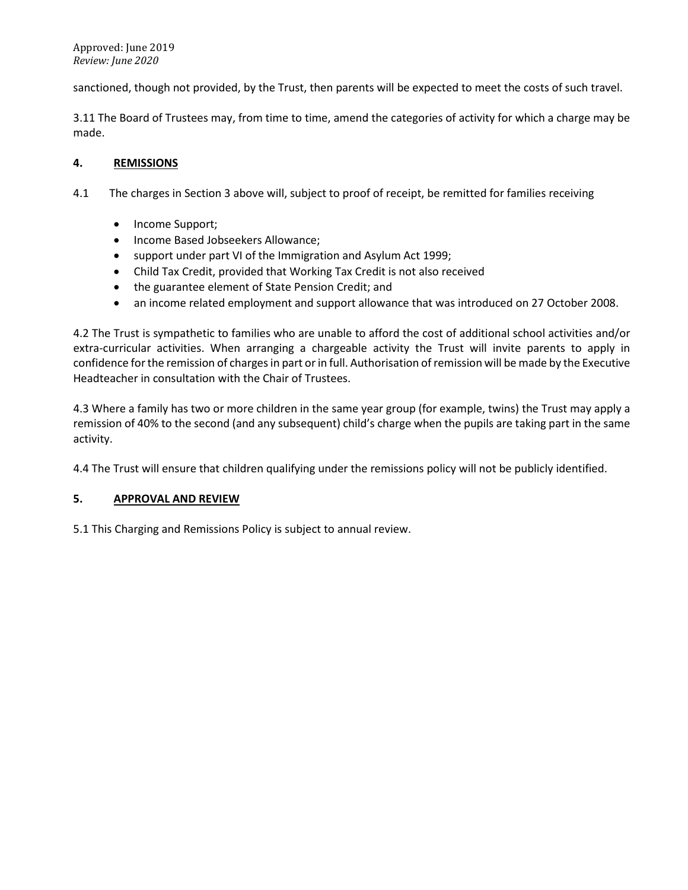sanctioned, though not provided, by the Trust, then parents will be expected to meet the costs of such travel.

3.11 The Board of Trustees may, from time to time, amend the categories of activity for which a charge may be made.

## 4. REMISSIONS

4.1 The charges in Section 3 above will, subject to proof of receipt, be remitted for families receiving

- Income Support;
- Income Based Jobseekers Allowance;
- support under part VI of the Immigration and Asylum Act 1999;
- Child Tax Credit, provided that Working Tax Credit is not also received
- the guarantee element of State Pension Credit; and
- an income related employment and support allowance that was introduced on 27 October 2008.

4.2 The Trust is sympathetic to families who are unable to afford the cost of additional school activities and/or extra-curricular activities. When arranging a chargeable activity the Trust will invite parents to apply in confidence for the remission of charges in part or in full. Authorisation of remission will be made by the Executive Headteacher in consultation with the Chair of Trustees.

4.3 Where a family has two or more children in the same year group (for example, twins) the Trust may apply a remission of 40% to the second (and any subsequent) child's charge when the pupils are taking part in the same activity.

4.4 The Trust will ensure that children qualifying under the remissions policy will not be publicly identified.

## 5. APPROVAL AND REVIEW

5.1 This Charging and Remissions Policy is subject to annual review.